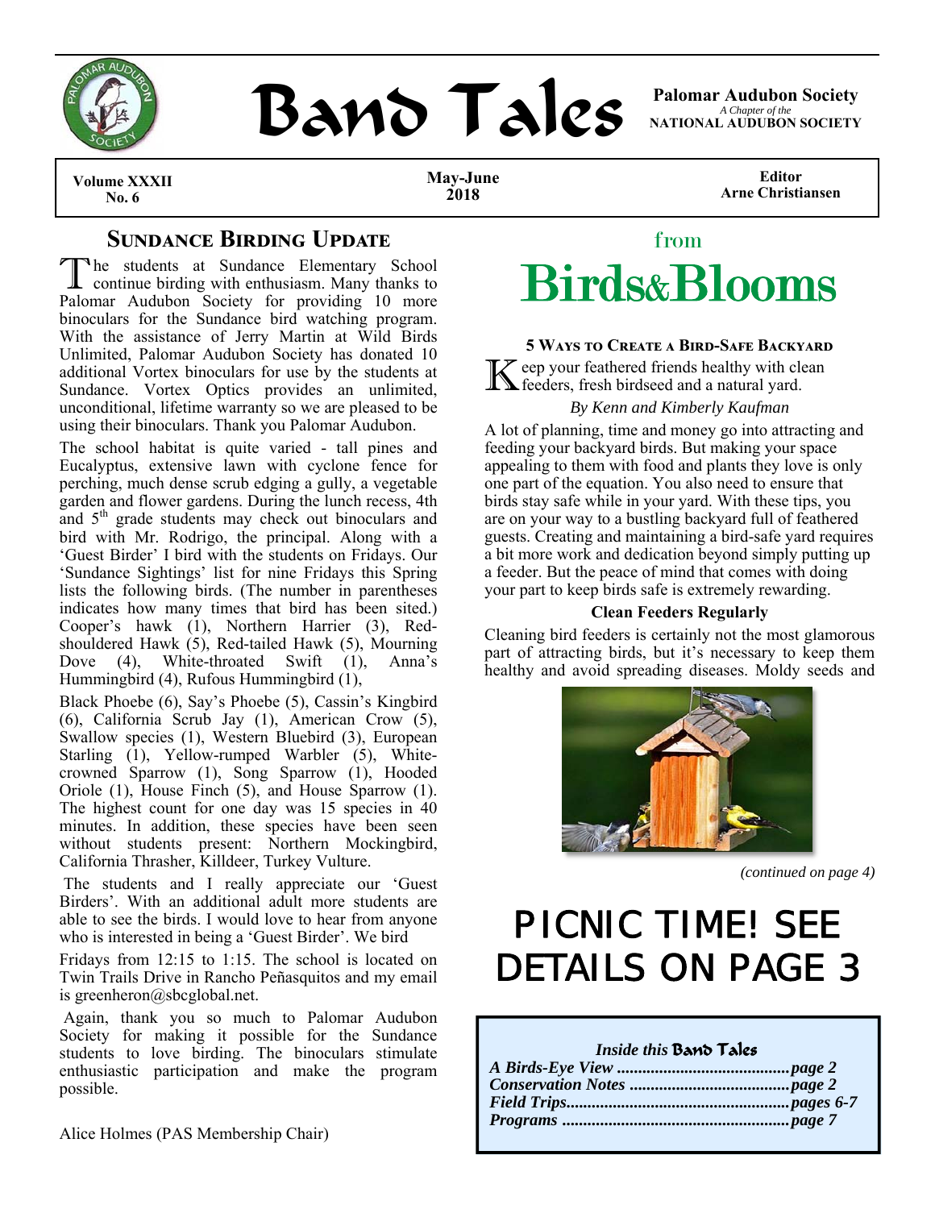# Band Tales

**Palomar Audubon Society**
*A Chapter of the*
**NATIONAL AUDUBON SOCIETY**

**Volume XXXII No. 6** | **May-June 2018** | **Editor Arne Christiansen**

## Sundance Birding Update

The students at Sundance Elementary School continue birding with enthusiasm. Many thanks to Palomar Audubon Society for providing 10 more binoculars for the Sundance bird watching program. With the assistance of Jerry Martin at Wild Birds Unlimited, Palomar Audubon Society has donated 10 additional Vortex binoculars for use by the students at Sundance. Vortex Optics provides an unlimited, unconditional, lifetime warranty so we are pleased to be using their binoculars. Thank you Palomar Audubon.

The school habitat is quite varied - tall pines and Eucalyptus, extensive lawn with cyclone fence for perching, much dense scrub edging a gully, a vegetable garden and flower gardens. During the lunch recess, 4th and 5th grade students may check out binoculars and bird with Mr. Rodrigo, the principal. Along with a 'Guest Birder' I bird with the students on Fridays. Our 'Sundance Sightings' list for nine Fridays this Spring lists the following birds. (The number in parentheses indicates how many times that bird has been sited.) Cooper's hawk (1), Northern Harrier (3), Red-shouldered Hawk (5), Red-tailed Hawk (5), Mourning Dove (4), White-throated Swift (1), Anna's Hummingbird (4), Rufous Hummingbird (1),

Black Phoebe (6), Say's Phoebe (5), Cassin's Kingbird (6), California Scrub Jay (1), American Crow (5), Swallow species (1), Western Bluebird (3), European Starling (1), Yellow-rumped Warbler (5), White-crowned Sparrow (1), Song Sparrow (1), Hooded Oriole (1), House Finch (5), and House Sparrow (1). The highest count for one day was 15 species in 40 minutes. In addition, these species have been seen without students present: Northern Mockingbird, California Thrasher, Killdeer, Turkey Vulture.

The students and I really appreciate our 'Guest Birders'. With an additional adult more students are able to see the birds. I would love to hear from anyone who is interested in being a 'Guest Birder'. We bird Fridays from 12:15 to 1:15. The school is located on Twin Trails Drive in Rancho Peñasquitos and my email is greenheron@sbcglobal.net.

Again, thank you so much to Palomar Audubon Society for making it possible for the Sundance students to love birding. The binoculars stimulate enthusiastic participation and make the program possible.

Alice Holmes (PAS Membership Chair)

## from Birds&Blooms

### 5 Ways to Create a Bird-Safe Backyard

Keep your feathered friends healthy with clean feeders, fresh birdseed and a natural yard.

*By Kenn and Kimberly Kaufman*

A lot of planning, time and money go into attracting and feeding your backyard birds. But making your space appealing to them with food and plants they love is only one part of the equation. You also need to ensure that birds stay safe while in your yard. With these tips, you are on your way to a bustling backyard full of feathered guests. Creating and maintaining a bird-safe yard requires a bit more work and dedication beyond simply putting up a feeder. But the peace of mind that comes with doing your part to keep birds safe is extremely rewarding.

**Clean Feeders Regularly**

Cleaning bird feeders is certainly not the most glamorous part of attracting birds, but it's necessary to keep them healthy and avoid spreading diseases. Moldy seeds and

*(continued on page 4)*

## PICNIC TIME! SEE DETAILS ON PAGE 3

*Inside this* **Band Tales**

- *A Birds-Eye View* ........................................ *page 2*
- *Conservation Notes* ..................................... *page 2*
- *Field Trips*.................................................... *pages 6-7*
- *Programs* ..................................................... *page 7*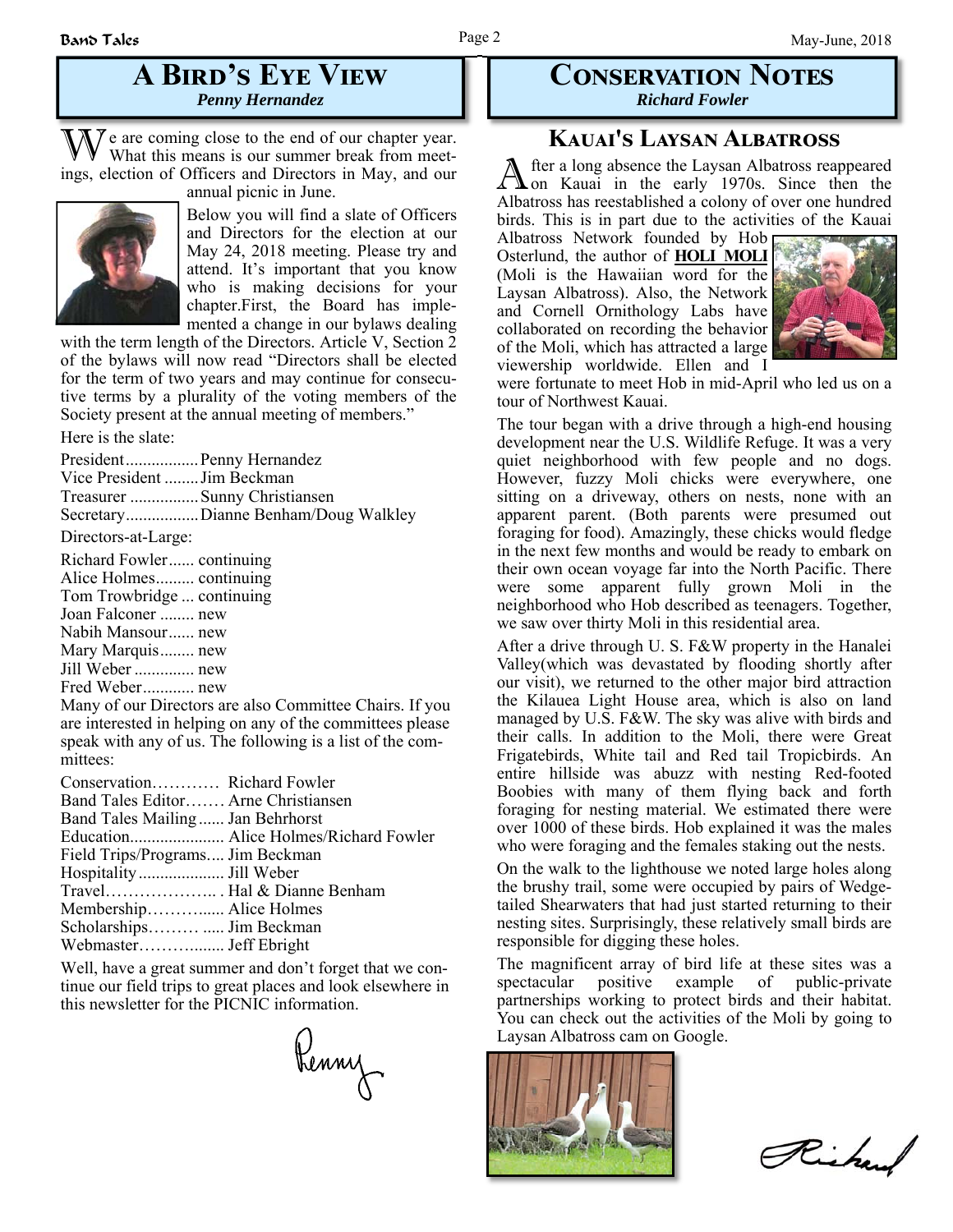## A Bird's Eye View

*Penny Hernandez*

We are coming close to the end of our chapter year. What this means is our summer break from meetings, election of Officers and Directors in May, and our annual picnic in June.

Below you will find a slate of Officers and Directors for the election at our May 24, 2018 meeting. Please try and attend. It's important that you know who is making decisions for your chapter.First, the Board has implemented a change in our bylaws dealing with the term length of the Directors. Article V, Section 2 of the bylaws will now read "Directors shall be elected for the term of two years and may continue for consecutive terms by a plurality of the voting members of the Society present at the annual meeting of members."

Here is the slate:

President................. Penny Hernandez
Vice President ........ Jim Beckman
Treasurer ................ Sunny Christiansen
Secretary................. Dianne Benham/Doug Walkley

Directors-at-Large:

Richard Fowler...... continuing
Alice Holmes......... continuing
Tom Trowbridge ... continuing
Joan Falconer ........ new
Nabih Mansour...... new
Mary Marquis........ new
Jill Weber .............. new
Fred Weber............ new

Many of our Directors are also Committee Chairs. If you are interested in helping on any of the committees please speak with any of us. The following is a list of the committees:

Conservation………… Richard Fowler
Band Tales Editor……. Arne Christiansen
Band Tales Mailing...... Jan Behrhorst
Education...................... Alice Holmes/Richard Fowler
Field Trips/Programs.... Jim Beckman
Hospitality.................... Jill Weber
Travel……………….. . Hal & Dianne Benham
Membership……….... Alice Holmes
Scholarships……… ..... Jim Beckman
Webmaster……….….... Jeff Ebright

Well, have a great summer and don't forget that we continue our field trips to great places and look elsewhere in this newsletter for the PICNIC information.

Penny

## Conservation Notes

*Richard Fowler*

### Kauai's Laysan Albatross

After a long absence the Laysan Albatross reappeared on Kauai in the early 1970s. Since then the Albatross has reestablished a colony of over one hundred birds. This is in part due to the activities of the Kauai Albatross Network founded by Hob Osterlund, the author of **HOLI MOLI** (Moli is the Hawaiian word for the Laysan Albatross). Also, the Network and Cornell Ornithology Labs have collaborated on recording the behavior of the Moli, which has attracted a large viewership worldwide. Ellen and I were fortunate to meet Hob in mid-April who led us on a tour of Northwest Kauai.

The tour began with a drive through a high-end housing development near the U.S. Wildlife Refuge. It was a very quiet neighborhood with few people and no dogs. However, fuzzy Moli chicks were everywhere, one sitting on a driveway, others on nests, none with an apparent parent. (Both parents were presumed out foraging for food). Amazingly, these chicks would fledge in the next few months and would be ready to embark on their own ocean voyage far into the North Pacific. There were some apparent fully grown Moli in the neighborhood who Hob described as teenagers. Together, we saw over thirty Moli in this residential area.

After a drive through U. S. F&W property in the Hanalei Valley(which was devastated by flooding shortly after our visit), we returned to the other major bird attraction the Kilauea Light House area, which is also on land managed by U.S. F&W. The sky was alive with birds and their calls. In addition to the Moli, there were Great Frigatebirds, White tail and Red tail Tropicbirds. An entire hillside was abuzz with nesting Red-footed Boobies with many of them flying back and forth foraging for nesting material. We estimated there were over 1000 of these birds. Hob explained it was the males who were foraging and the females staking out the nests.

On the walk to the lighthouse we noted large holes along the brushy trail, some were occupied by pairs of Wedge-tailed Shearwaters that had just started returning to their nesting sites. Surprisingly, these relatively small birds are responsible for digging these holes.

The magnificent array of bird life at these sites was a spectacular positive example of public-private partnerships working to protect birds and their habitat. You can check out the activities of the Moli by going to Laysan Albatross cam on Google.

Richard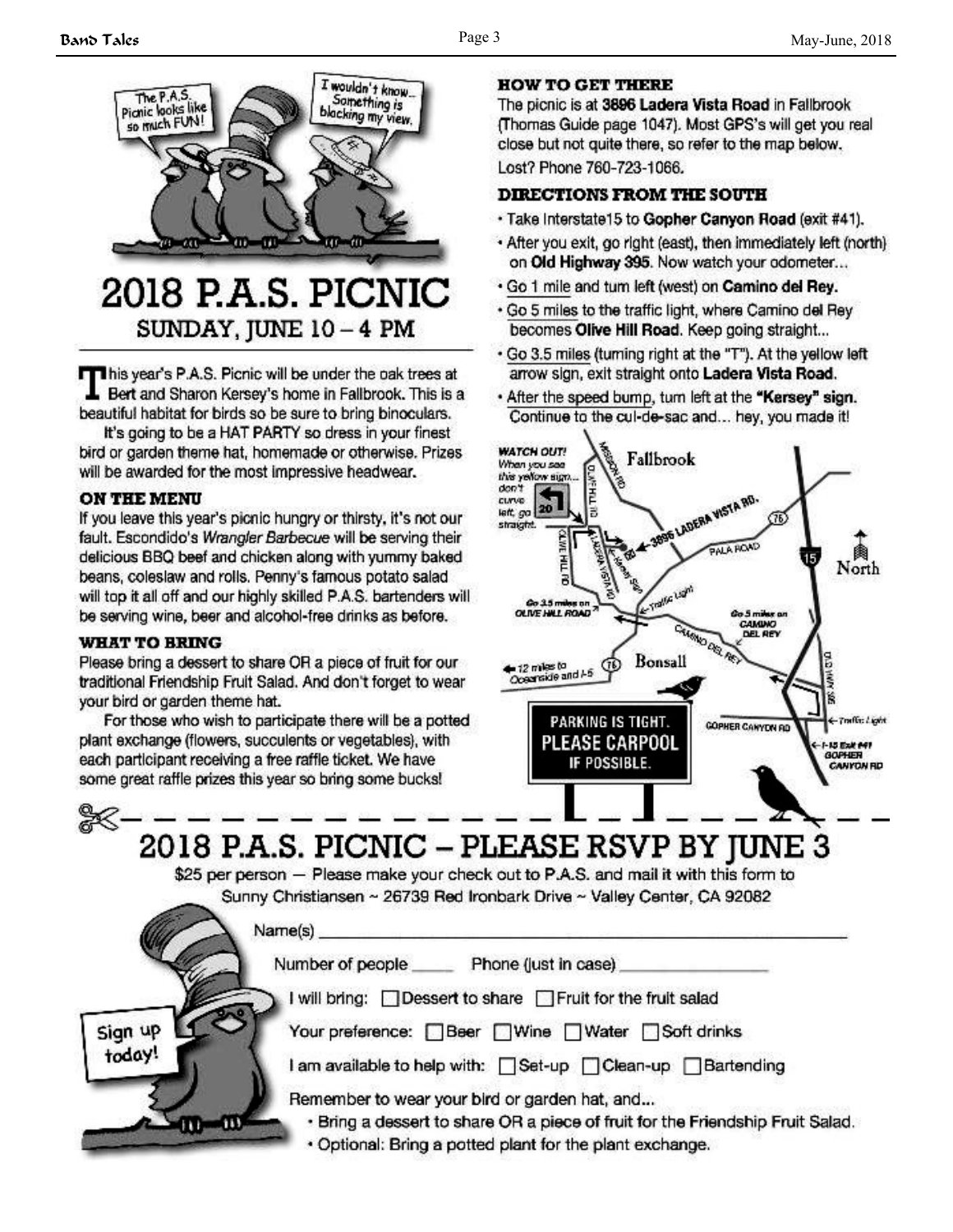# 2018 P.A.S. PICNIC

## SUNDAY, JUNE 10 – 4 PM

This year's P.A.S. Picnic will be under the oak trees at Bert and Sharon Kersey's home in Fallbrook. This is a beautiful habitat for birds so be sure to bring binoculars.

It's going to be a HAT PARTY so dress in your finest bird or garden theme hat, homemade or otherwise. Prizes will be awarded for the most impressive headwear.

### ON THE MENU

If you leave this year's picnic hungry or thirsty, it's not our fault. Escondido's *Wrangler Barbecue* will be serving their delicious BBQ beef and chicken along with yummy baked beans, coleslaw and rolls. Penny's famous potato salad will top it all off and our highly skilled P.A.S. bartenders will be serving wine, beer and alcohol-free drinks as before.

### WHAT TO BRING

Please bring a dessert to share OR a piece of fruit for our traditional Friendship Fruit Salad. And don't forget to wear your bird or garden theme hat.

For those who wish to participate there will be a potted plant exchange (flowers, succulents or vegetables), with each participant receiving a free raffle ticket. We have some great raffle prizes this year so bring some bucks!

### HOW TO GET THERE

The picnic is at **3896 Ladera Vista Road** in Fallbrook (Thomas Guide page 1047). Most GPS's will get you real close but not quite there, so refer to the map below.

Lost? Phone 760-723-1066.

### DIRECTIONS FROM THE SOUTH

- Take Interstate15 to **Gopher Canyon Road** (exit #41).
- After you exit, go right (east), then immediately left (north) on **Old Highway 395**. Now watch your odometer...
- Go 1 mile and turn left (west) on **Camino del Rey.**
- Go 5 miles to the traffic light, where Camino del Rey becomes **Olive Hill Road**. Keep going straight...
- Go 3.5 miles (turning right at the "T"). At the yellow left arrow sign, exit straight onto **Ladera Vista Road**.
- After the speed bump, turn left at the **"Kersey" sign.** Continue to the cul-de-sac and... hey, you made it!

WATCH OUT! When you see this yellow sign... don't curve left, go straight.

PARKING IS TIGHT. PLEASE CARPOOL IF POSSIBLE.

---

# 2018 P.A.S. PICNIC – PLEASE RSVP BY JUNE 3

$25 per person — Please make your check out to P.A.S. and mail it with this form to Sunny Christiansen ~ 26739 Red Ironbark Drive ~ Valley Center, CA 92082

Name(s) ______________________________

Number of people _____ Phone (just in case) ______________

I will bring: ☐ Dessert to share ☐ Fruit for the fruit salad

Your preference: ☐ Beer ☐ Wine ☐ Water ☐ Soft drinks

I am available to help with: ☐ Set-up ☐ Clean-up ☐ Bartending

Remember to wear your bird or garden hat, and...

- Bring a dessert to share OR a piece of fruit for the Friendship Fruit Salad.
- Optional: Bring a potted plant for the plant exchange.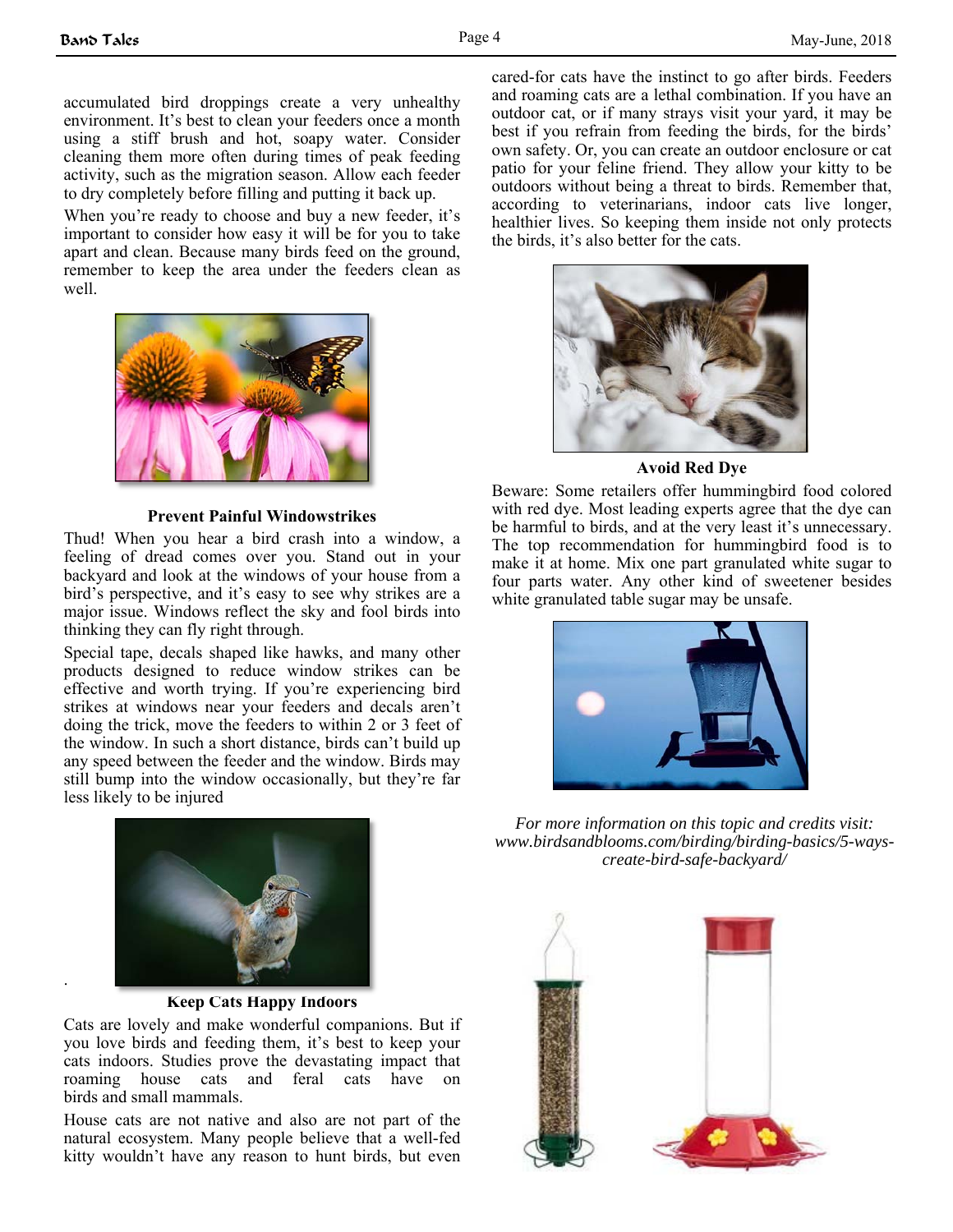accumulated bird droppings create a very unhealthy environment. It's best to clean your feeders once a month using a stiff brush and hot, soapy water. Consider cleaning them more often during times of peak feeding activity, such as the migration season. Allow each feeder to dry completely before filling and putting it back up.

When you're ready to choose and buy a new feeder, it's important to consider how easy it will be for you to take apart and clean. Because many birds feed on the ground, remember to keep the area under the feeders clean as well.

### Prevent Painful Windowstrikes

Thud! When you hear a bird crash into a window, a feeling of dread comes over you. Stand out in your backyard and look at the windows of your house from a bird's perspective, and it's easy to see why strikes are a major issue. Windows reflect the sky and fool birds into thinking they can fly right through.

Special tape, decals shaped like hawks, and many other products designed to reduce window strikes can be effective and worth trying. If you're experiencing bird strikes at windows near your feeders and decals aren't doing the trick, move the feeders to within 2 or 3 feet of the window. In such a short distance, birds can't build up any speed between the feeder and the window. Birds may still bump into the window occasionally, but they're far less likely to be injured

### Keep Cats Happy Indoors

Cats are lovely and make wonderful companions. But if you love birds and feeding them, it's best to keep your cats indoors. Studies prove the devastating impact that roaming house cats and feral cats have on birds and small mammals.

House cats are not native and also are not part of the natural ecosystem. Many people believe that a well-fed kitty wouldn't have any reason to hunt birds, but even cared-for cats have the instinct to go after birds. Feeders and roaming cats are a lethal combination. If you have an outdoor cat, or if many strays visit your yard, it may be best if you refrain from feeding the birds, for the birds' own safety. Or, you can create an outdoor enclosure or cat patio for your feline friend. They allow your kitty to be outdoors without being a threat to birds. Remember that, according to veterinarians, indoor cats live longer, healthier lives. So keeping them inside not only protects the birds, it's also better for the cats.

### Avoid Red Dye

Beware: Some retailers offer hummingbird food colored with red dye. Most leading experts agree that the dye can be harmful to birds, and at the very least it's unnecessary. The top recommendation for hummingbird food is to make it at home. Mix one part granulated white sugar to four parts water. Any other kind of sweetener besides white granulated table sugar may be unsafe.

*For more information on this topic and credits visit: www.birdsandblooms.com/birding/birding-basics/5-ways-create-bird-safe-backyard/*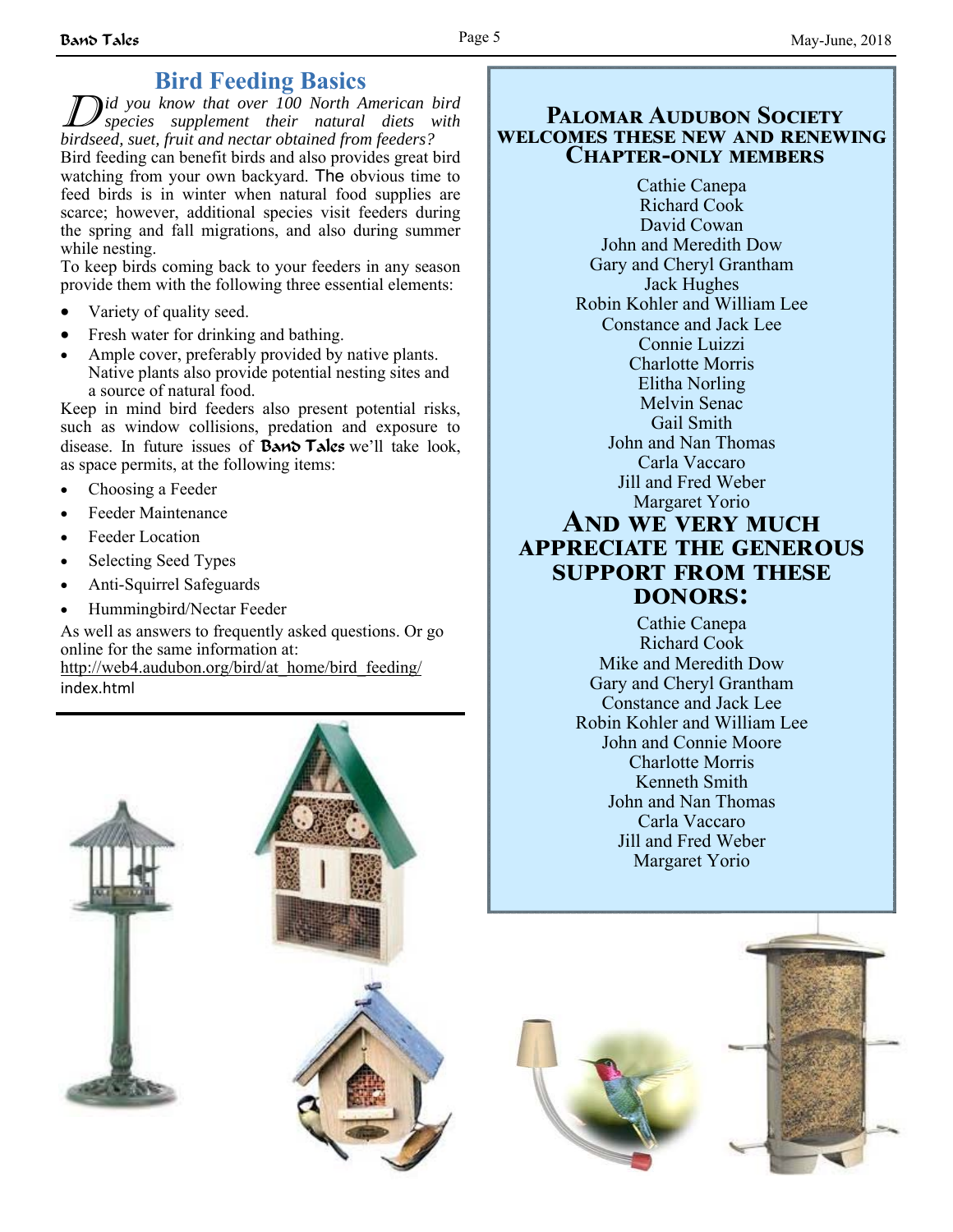## Bird Feeding Basics

*Did you know that over 100 North American bird species supplement their natural diets with birdseed, suet, fruit and nectar obtained from feeders?*

Bird feeding can benefit birds and also provides great bird watching from your own backyard. The obvious time to feed birds is in winter when natural food supplies are scarce; however, additional species visit feeders during the spring and fall migrations, and also during summer while nesting.

To keep birds coming back to your feeders in any season provide them with the following three essential elements:

- Variety of quality seed.
- Fresh water for drinking and bathing.
- Ample cover, preferably provided by native plants. Native plants also provide potential nesting sites and a source of natural food.

Keep in mind bird feeders also present potential risks, such as window collisions, predation and exposure to disease. In future issues of **Band Tales** we'll take look, as space permits, at the following items:

- Choosing a Feeder
- Feeder Maintenance
- Feeder Location
- Selecting Seed Types
- Anti-Squirrel Safeguards
- Hummingbird/Nectar Feeder

As well as answers to frequently asked questions. Or go online for the same information at:
http://web4.audubon.org/bird/at_home/bird_feeding/index.html

## Palomar Audubon Society welcomes these new and renewing Chapter-only members

Cathie Canepa
Richard Cook
David Cowan
John and Meredith Dow
Gary and Cheryl Grantham
Jack Hughes
Robin Kohler and William Lee
Constance and Jack Lee
Connie Luizzi
Charlotte Morris
Elitha Norling
Melvin Senac
Gail Smith
John and Nan Thomas
Carla Vaccaro
Jill and Fred Weber
Margaret Yorio

## And we very much appreciate the generous support from these donors:

Cathie Canepa
Richard Cook
Mike and Meredith Dow
Gary and Cheryl Grantham
Constance and Jack Lee
Robin Kohler and William Lee
John and Connie Moore
Charlotte Morris
Kenneth Smith
John and Nan Thomas
Carla Vaccaro
Jill and Fred Weber
Margaret Yorio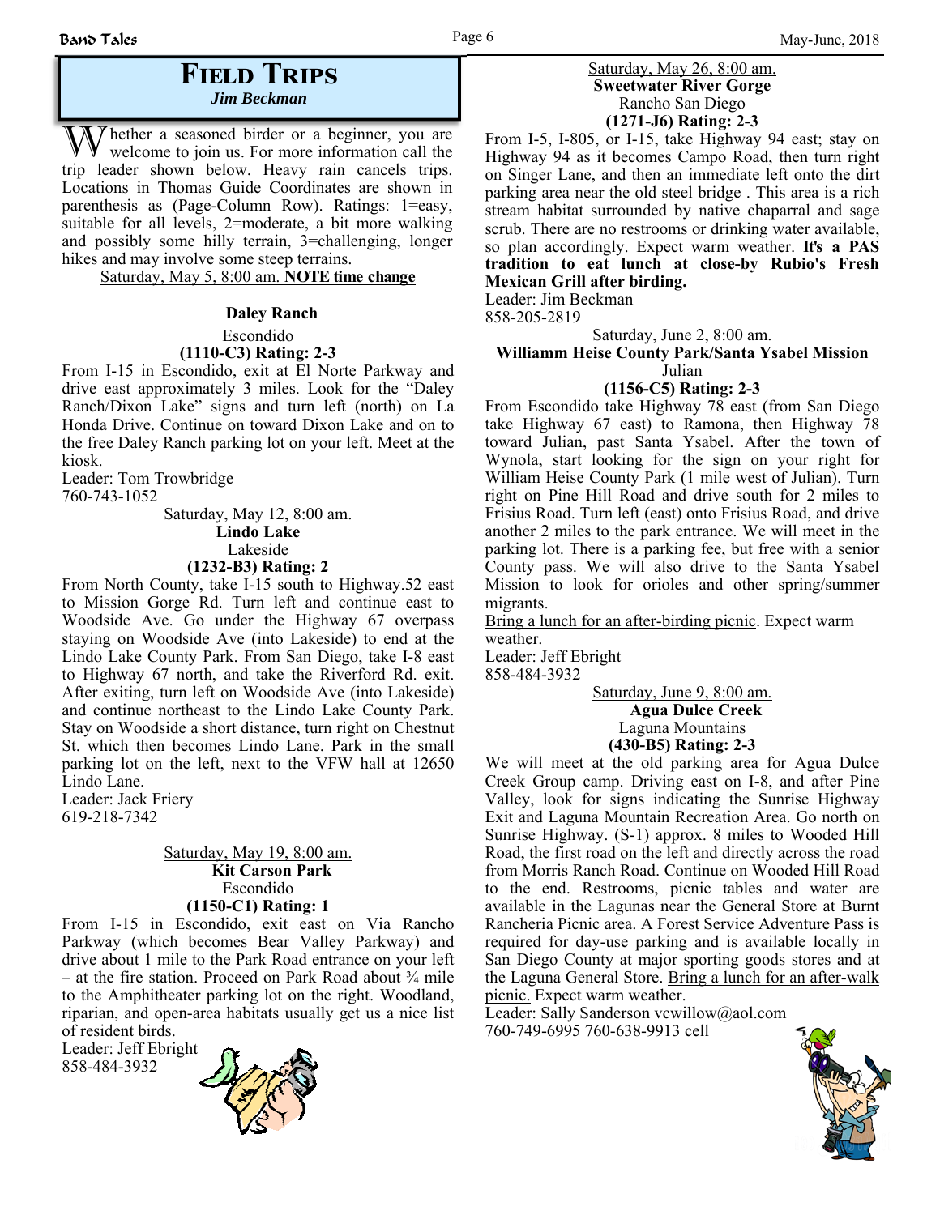# FIELD TRIPS

***Jim Beckman***

Whether a seasoned birder or a beginner, you are welcome to join us. For more information call the trip leader shown below. Heavy rain cancels trips. Locations in Thomas Guide Coordinates are shown in parenthesis as (Page-Column Row). Ratings: 1=easy, suitable for all levels, 2=moderate, a bit more walking and possibly some hilly terrain, 3=challenging, longer hikes and may involve some steep terrains.

Saturday, May 5, 8:00 am. **NOTE time change**

**Daley Ranch**
Escondido
**(1110-C3) Rating: 2-3**

From I-15 in Escondido, exit at El Norte Parkway and drive east approximately 3 miles. Look for the "Daley Ranch/Dixon Lake" signs and turn left (north) on La Honda Drive. Continue on toward Dixon Lake and on to the free Daley Ranch parking lot on your left. Meet at the kiosk.

Leader: Tom Trowbridge
760-743-1052

Saturday, May 12, 8:00 am.
**Lindo Lake**
Lakeside
**(1232-B3) Rating: 2**

From North County, take I-15 south to Highway.52 east to Mission Gorge Rd. Turn left and continue east to Woodside Ave. Go under the Highway 67 overpass staying on Woodside Ave (into Lakeside) to end at the Lindo Lake County Park. From San Diego, take I-8 east to Highway 67 north, and take the Riverford Rd. exit. After exiting, turn left on Woodside Ave (into Lakeside) and continue northeast to the Lindo Lake County Park. Stay on Woodside a short distance, turn right on Chestnut St. which then becomes Lindo Lane. Park in the small parking lot on the left, next to the VFW hall at 12650 Lindo Lane.

Leader: Jack Friery
619-218-7342

Saturday, May 19, 8:00 am.
**Kit Carson Park**
Escondido
**(1150-C1) Rating: 1**

From I-15 in Escondido, exit east on Via Rancho Parkway (which becomes Bear Valley Parkway) and drive about 1 mile to the Park Road entrance on your left – at the fire station. Proceed on Park Road about ¾ mile to the Amphitheater parking lot on the right. Woodland, riparian, and open-area habitats usually get us a nice list of resident birds.

Leader: Jeff Ebright
858-484-3932

Saturday, May 26, 8:00 am.
**Sweetwater River Gorge**
Rancho San Diego
**(1271-J6) Rating: 2-3**

From I-5, I-805, or I-15, take Highway 94 east; stay on Highway 94 as it becomes Campo Road, then turn right on Singer Lane, and then an immediate left onto the dirt parking area near the old steel bridge . This area is a rich stream habitat surrounded by native chaparral and sage scrub. There are no restrooms or drinking water available, so plan accordingly. Expect warm weather. **It's a PAS tradition to eat lunch at close-by Rubio's Fresh Mexican Grill after birding.**

Leader: Jim Beckman
858-205-2819

Saturday, June 2, 8:00 am.
**Williamm Heise County Park/Santa Ysabel Mission**
Julian
**(1156-C5) Rating: 2-3**

From Escondido take Highway 78 east (from San Diego take Highway 67 east) to Ramona, then Highway 78 toward Julian, past Santa Ysabel. After the town of Wynola, start looking for the sign on your right for William Heise County Park (1 mile west of Julian). Turn right on Pine Hill Road and drive south for 2 miles to Frisius Road. Turn left (east) onto Frisius Road, and drive another 2 miles to the park entrance. We will meet in the parking lot. There is a parking fee, but free with a senior County pass. We will also drive to the Santa Ysabel Mission to look for orioles and other spring/summer migrants.

Bring a lunch for an after-birding picnic. Expect warm weather.

Leader: Jeff Ebright
858-484-3932

Saturday, June 9, 8:00 am.
**Agua Dulce Creek**
Laguna Mountains
**(430-B5) Rating: 2-3**

We will meet at the old parking area for Agua Dulce Creek Group camp. Driving east on I-8, and after Pine Valley, look for signs indicating the Sunrise Highway Exit and Laguna Mountain Recreation Area. Go north on Sunrise Highway. (S-1) approx. 8 miles to Wooded Hill Road, the first road on the left and directly across the road from Morris Ranch Road. Continue on Wooded Hill Road to the end. Restrooms, picnic tables and water are available in the Lagunas near the General Store at Burnt Rancheria Picnic area. A Forest Service Adventure Pass is required for day-use parking and is available locally in San Diego County at major sporting goods stores and at the Laguna General Store. Bring a lunch for an after-walk picnic. Expect warm weather.

Leader: Sally Sanderson vcwillow@aol.com
760-749-6995 760-638-9913 cell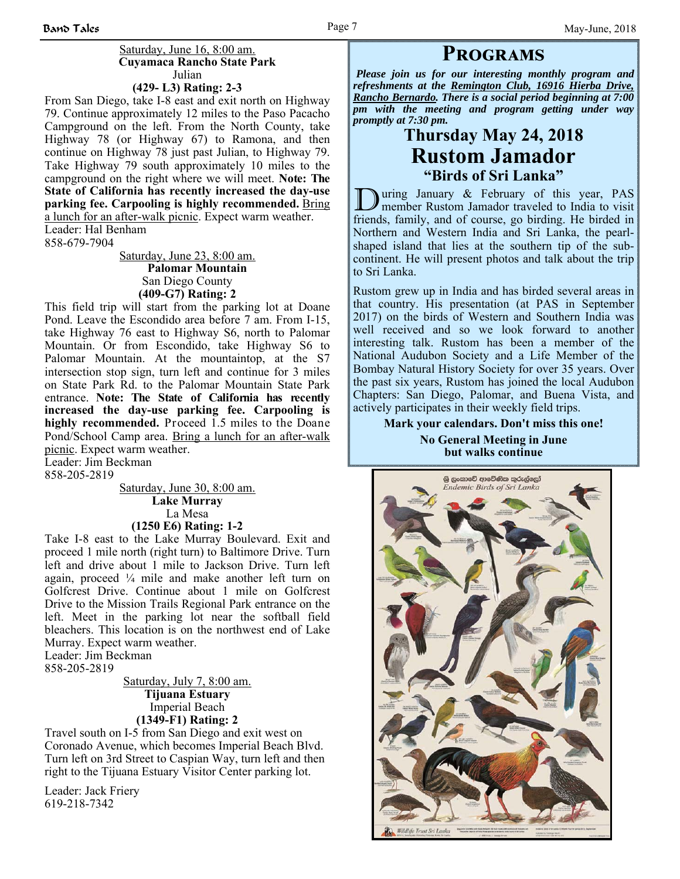Saturday, June 16, 8:00 am.
**Cuyamaca Rancho State Park**
Julian
**(429- L3) Rating: 2-3**

From San Diego, take I-8 east and exit north on Highway 79. Continue approximately 12 miles to the Paso Pacacho Campground on the left. From the North County, take Highway 78 (or Highway 67) to Ramona, and then continue on Highway 78 just past Julian, to Highway 79. Take Highway 79 south approximately 10 miles to the campground on the right where we will meet. **Note: The State of California has recently increased the day-use parking fee. Carpooling is highly recommended.** Bring a lunch for an after-walk picnic. Expect warm weather.
Leader: Hal Benham
858-679-7904

Saturday, June 23, 8:00 am.
**Palomar Mountain**
San Diego County
**(409-G7) Rating: 2**

This field trip will start from the parking lot at Doane Pond. Leave the Escondido area before 7 am. From I-15, take Highway 76 east to Highway S6, north to Palomar Mountain. Or from Escondido, take Highway S6 to Palomar Mountain. At the mountaintop, at the S7 intersection stop sign, turn left and continue for 3 miles on State Park Rd. to the Palomar Mountain State Park entrance. **Note: The State of California has recently increased the day-use parking fee. Carpooling is highly recommended.** Proceed 1.5 miles to the Doane Pond/School Camp area. Bring a lunch for an after-walk picnic. Expect warm weather.
Leader: Jim Beckman
858-205-2819

Saturday, June 30, 8:00 am.
**Lake Murray**
La Mesa
**(1250 E6) Rating: 1-2**

Take I-8 east to the Lake Murray Boulevard. Exit and proceed 1 mile north (right turn) to Baltimore Drive. Turn left and drive about 1 mile to Jackson Drive. Turn left again, proceed ¼ mile and make another left turn on Golfcrest Drive. Continue about 1 mile on Golfcrest Drive to the Mission Trails Regional Park entrance on the left. Meet in the parking lot near the softball field bleachers. This location is on the northwest end of Lake Murray. Expect warm weather.
Leader: Jim Beckman
858-205-2819

Saturday, July 7, 8:00 am.
**Tijuana Estuary**
Imperial Beach
**(1349-F1) Rating: 2**

Travel south on I-5 from San Diego and exit west on Coronado Avenue, which becomes Imperial Beach Blvd. Turn left on 3rd Street to Caspian Way, turn left and then right to the Tijuana Estuary Visitor Center parking lot.

Leader: Jack Friery
619-218-7342

# Programs

***Please join us for our interesting monthly program and refreshments at the Remington Club, 16916 Hierba Drive, Rancho Bernardo. There is a social period beginning at 7:00 pm with the meeting and program getting under way promptly at 7:30 pm.***

## Thursday May 24, 2018
## Rustom Jamador
### "Birds of Sri Lanka"

During January & February of this year, PAS member Rustom Jamador traveled to India to visit friends, family, and of course, go birding. He birded in Northern and Western India and Sri Lanka, the pearl-shaped island that lies at the southern tip of the sub-continent. He will present photos and talk about the trip to Sri Lanka.

Rustom grew up in India and has birded several areas in that country. His presentation (at PAS in September 2017) on the birds of Western and Southern India was well received and so we look forward to another interesting talk. Rustom has been a member of the National Audubon Society and a Life Member of the Bombay Natural History Society for over 35 years. Over the past six years, Rustom has joined the local Audubon Chapters: San Diego, Palomar, and Buena Vista, and actively participates in their weekly field trips.

**Mark your calendars. Don't miss this one!**

**No General Meeting in June but walks continue**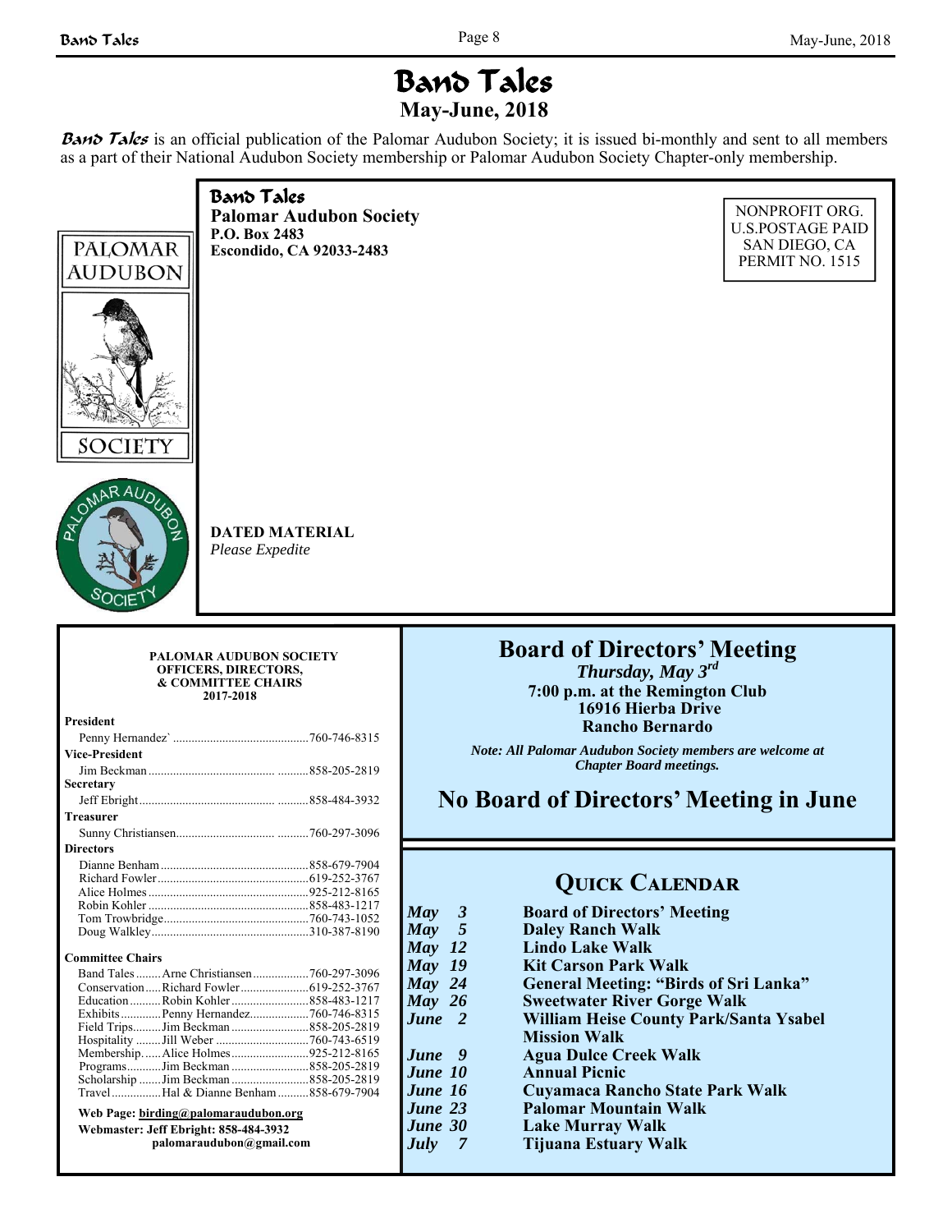# Band Tales

## May-June, 2018

***Band Tales*** is an official publication of the Palomar Audubon Society; it is issued bi-monthly and sent to all members as a part of their National Audubon Society membership or Palomar Audubon Society Chapter-only membership.

PALOMAR AUDUBON SOCIETY

**Band Tales**
**Palomar Audubon Society**
**P.O. Box 2483**
**Escondido, CA 92033-2483**

NONPROFIT ORG.
U.S.POSTAGE PAID
SAN DIEGO, CA
PERMIT NO. 1515

PALOMAR AUDUBON SOCIETY

**DATED MATERIAL**
*Please Expedite*

**PALOMAR AUDUBON SOCIETY OFFICERS, DIRECTORS, & COMMITTEE CHAIRS 2017-2018**

**President**

| | |
|---|---|
| Penny Hernandez` | 760-746-8315 |

**Vice-President**

| | |
|---|---|
| Jim Beckman | 858-205-2819 |

**Secretary**

| | |
|---|---|
| Jeff Ebright | 858-484-3932 |

**Treasurer**

| | |
|---|---|
| Sunny Christiansen | 760-297-3096 |

**Directors**

| | |
|---|---|
| Dianne Benham | 858-679-7904 |
| Richard Fowler | 619-252-3767 |
| Alice Holmes | 925-212-8165 |
| Robin Kohler | 858-483-1217 |
| Tom Trowbridge | 760-743-1052 |
| Doug Walkley | 310-387-8190 |

**Committee Chairs**

| | | |
|---|---|---|
| Band Tales | Arne Christiansen | 760-297-3096 |
| Conservation | Richard Fowler | 619-252-3767 |
| Education | Robin Kohler | 858-483-1217 |
| Exhibits | Penny Hernandez | 760-746-8315 |
| Field Trips | Jim Beckman | 858-205-2819 |
| Hospitality | Jill Weber | 760-743-6519 |
| Membership | Alice Holmes | 925-212-8165 |
| Programs | Jim Beckman | 858-205-2819 |
| Scholarship | Jim Beckman | 858-205-2819 |
| Travel | Hal & Dianne Benham | 858-679-7904 |

**Web Page: birding@palomaraudubon.org**
**Webmaster: Jeff Ebright: 858-484-3932**
**palomaraudubon@gmail.com**

## Board of Directors' Meeting

***Thursday, May 3rd***
**7:00 p.m. at the Remington Club**
**16916 Hierba Drive**
**Rancho Bernardo**

***Note: All Palomar Audubon Society members are welcome at Chapter Board meetings.***

## No Board of Directors' Meeting in June

## Quick Calendar

| | |
|---|---|
| ***May 3*** | **Board of Directors' Meeting** |
| ***May 5*** | **Daley Ranch Walk** |
| ***May 12*** | **Lindo Lake Walk** |
| ***May 19*** | **Kit Carson Park Walk** |
| ***May 24*** | **General Meeting: "Birds of Sri Lanka"** |
| ***May 26*** | **Sweetwater River Gorge Walk** |
| ***June 2*** | **William Heise County Park/Santa Ysabel Mission Walk** |
| ***June 9*** | **Agua Dulce Creek Walk** |
| ***June 10*** | **Annual Picnic** |
| ***June 16*** | **Cuyamaca Rancho State Park Walk** |
| ***June 23*** | **Palomar Mountain Walk** |
| ***June 30*** | **Lake Murray Walk** |
| ***July 7*** | **Tijuana Estuary Walk** |